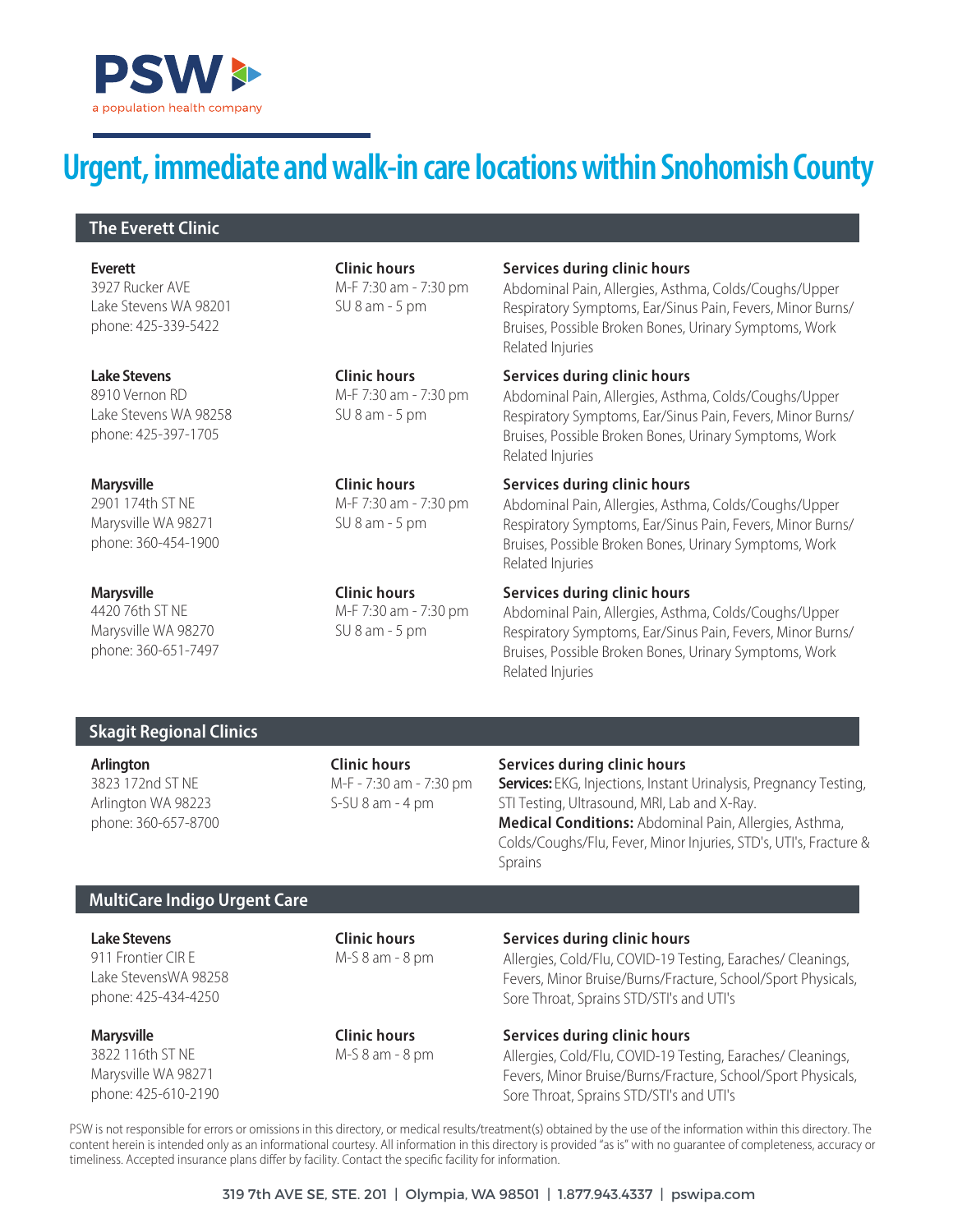PSW
a population health company

# Urgent, immediate and walk-in care locations within Snohomish County

## The Everett Clinic

**Everett**
3927 Rucker AVE
Lake Stevens WA 98201
phone: 425-339-5422

**Clinic hours**
M-F 7:30 am - 7:30 pm
SU 8 am - 5 pm

**Services during clinic hours**
Abdominal Pain, Allergies, Asthma, Colds/Coughs/Upper Respiratory Symptoms, Ear/Sinus Pain, Fevers, Minor Burns/Bruises, Possible Broken Bones, Urinary Symptoms, Work Related Injuries

**Lake Stevens**
8910 Vernon RD
Lake Stevens WA 98258
phone: 425-397-1705

**Clinic hours**
M-F 7:30 am - 7:30 pm
SU 8 am - 5 pm

**Services during clinic hours**
Abdominal Pain, Allergies, Asthma, Colds/Coughs/Upper Respiratory Symptoms, Ear/Sinus Pain, Fevers, Minor Burns/Bruises, Possible Broken Bones, Urinary Symptoms, Work Related Injuries

**Marysville**
2901 174th ST NE
Marysville WA 98271
phone: 360-454-1900

**Clinic hours**
M-F 7:30 am - 7:30 pm
SU 8 am - 5 pm

**Services during clinic hours**
Abdominal Pain, Allergies, Asthma, Colds/Coughs/Upper Respiratory Symptoms, Ear/Sinus Pain, Fevers, Minor Burns/Bruises, Possible Broken Bones, Urinary Symptoms, Work Related Injuries

**Marysville**
4420 76th ST NE
Marysville WA 98270
phone: 360-651-7497

**Clinic hours**
M-F 7:30 am - 7:30 pm
SU 8 am - 5 pm

**Services during clinic hours**
Abdominal Pain, Allergies, Asthma, Colds/Coughs/Upper Respiratory Symptoms, Ear/Sinus Pain, Fevers, Minor Burns/Bruises, Possible Broken Bones, Urinary Symptoms, Work Related Injuries

## Skagit Regional Clinics

**Arlington**
3823 172nd ST NE
Arlington WA 98223
phone: 360-657-8700

**Clinic hours**
M-F - 7:30 am - 7:30 pm
S-SU 8 am - 4 pm

**Services during clinic hours**
**Services:** EKG, Injections, Instant Urinalysis, Pregnancy Testing, STI Testing, Ultrasound, MRI, Lab and X-Ray.
**Medical Conditions:** Abdominal Pain, Allergies, Asthma, Colds/Coughs/Flu, Fever, Minor Injuries, STD's, UTI's, Fracture & Sprains

## MultiCare Indigo Urgent Care

**Lake Stevens**
911 Frontier CIR E
Lake StevensWA 98258
phone: 425-434-4250

**Clinic hours**
M-S 8 am - 8 pm

**Services during clinic hours**
Allergies, Cold/Flu, COVID-19 Testing, Earaches/ Cleanings, Fevers, Minor Bruise/Burns/Fracture, School/Sport Physicals, Sore Throat, Sprains STD/STI's and UTI's

**Marysville**
3822 116th ST NE
Marysville WA 98271
phone: 425-610-2190

**Clinic hours**
M-S 8 am - 8 pm

**Services during clinic hours**
Allergies, Cold/Flu, COVID-19 Testing, Earaches/ Cleanings, Fevers, Minor Bruise/Burns/Fracture, School/Sport Physicals, Sore Throat, Sprains STD/STI's and UTI's

PSW is not responsible for errors or omissions in this directory, or medical results/treatment(s) obtained by the use of the information within this directory. The content herein is intended only as an informational courtesy. All information in this directory is provided "as is" with no guarantee of completeness, accuracy or timeliness. Accepted insurance plans differ by facility. Contact the specific facility for information.

319 7th AVE SE, STE. 201 | Olympia, WA 98501 | 1.877.943.4337 | pswipa.com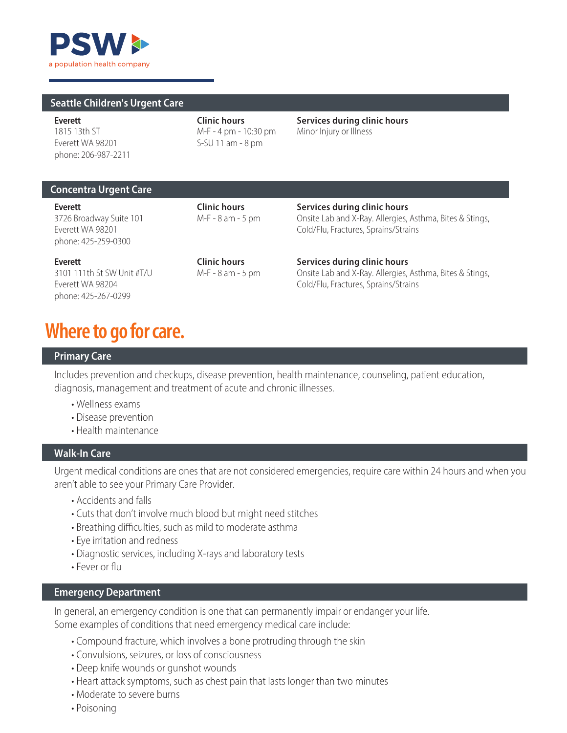PSW

a population health company

## Seattle Children's Urgent Care

| | | |
|---|---|---|
| **Everett**<br>1815 13th ST<br>Everett WA 98201<br>phone: 206-987-2211 | **Clinic hours**<br>M-F - 4 pm - 10:30 pm<br>S-SU 11 am - 8 pm | **Services during clinic hours**<br>Minor Injury or Illness |

## Concentra Urgent Care

| | | |
|---|---|---|
| **Everett**<br>3726 Broadway Suite 101<br>Everett WA 98201<br>phone: 425-259-0300 | **Clinic hours**<br>M-F - 8 am - 5 pm | **Services during clinic hours**<br>Onsite Lab and X-Ray. Allergies, Asthma, Bites & Stings, Cold/Flu, Fractures, Sprains/Strains |
| **Everett**<br>3101 111th St SW Unit #T/U<br>Everett WA 98204<br>phone: 425-267-0299 | **Clinic hours**<br>M-F - 8 am - 5 pm | **Services during clinic hours**<br>Onsite Lab and X-Ray. Allergies, Asthma, Bites & Stings, Cold/Flu, Fractures, Sprains/Strains |

# Where to go for care.

## Primary Care

Includes prevention and checkups, disease prevention, health maintenance, counseling, patient education, diagnosis, management and treatment of acute and chronic illnesses.

- Wellness exams
- Disease prevention
- Health maintenance

## Walk-In Care

Urgent medical conditions are ones that are not considered emergencies, require care within 24 hours and when you aren't able to see your Primary Care Provider.

- Accidents and falls
- Cuts that don't involve much blood but might need stitches
- Breathing difficulties, such as mild to moderate asthma
- Eye irritation and redness
- Diagnostic services, including X-rays and laboratory tests
- Fever or flu

## Emergency Department

In general, an emergency condition is one that can permanently impair or endanger your life.
Some examples of conditions that need emergency medical care include:

- Compound fracture, which involves a bone protruding through the skin
- Convulsions, seizures, or loss of consciousness
- Deep knife wounds or gunshot wounds
- Heart attack symptoms, such as chest pain that lasts longer than two minutes
- Moderate to severe burns
- Poisoning